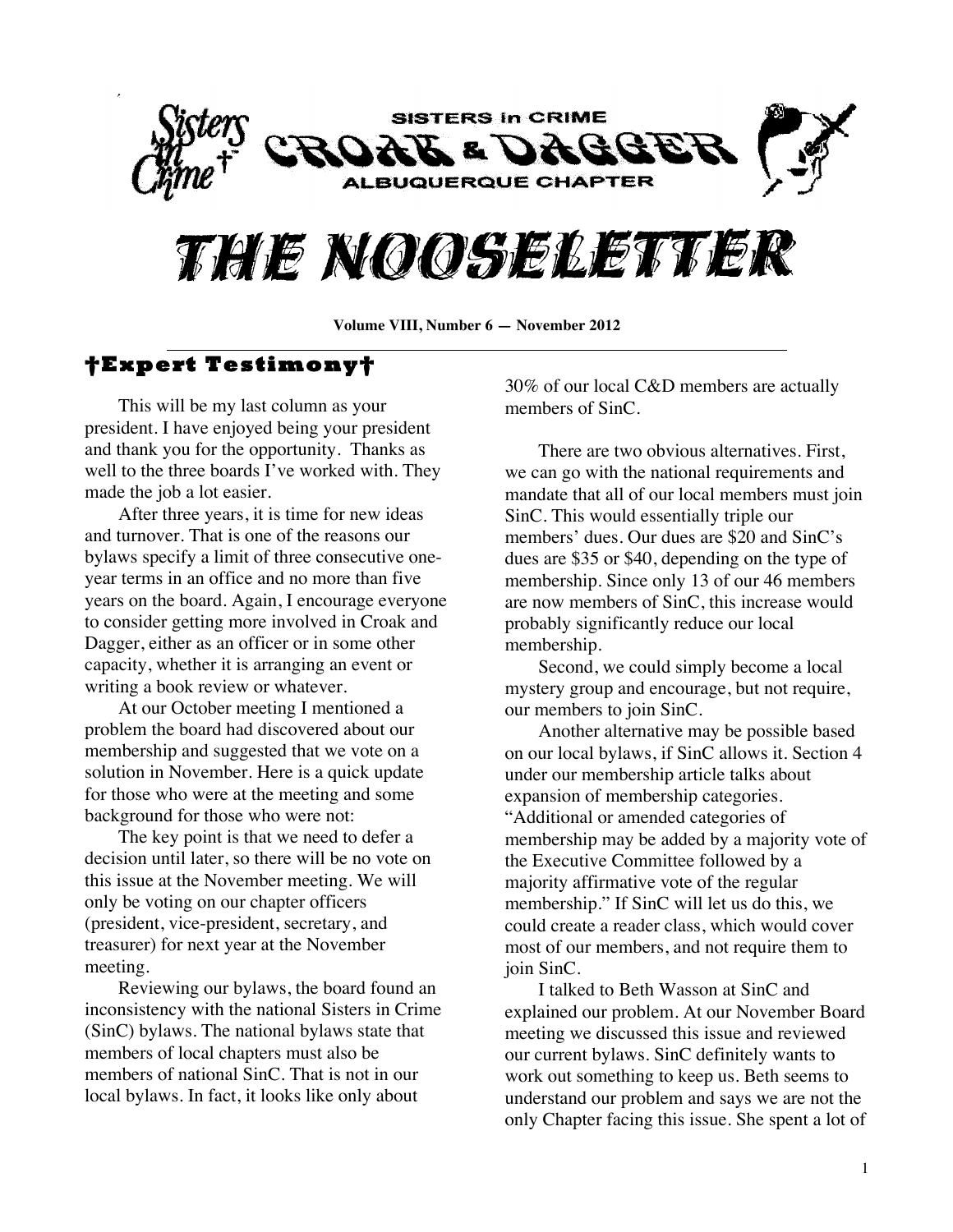# SISTERS in CRIME CROAK & DAGGER ALBUQUERQUE CHAPTER

# THE NOOSELETTER

**Volume VIII, Number 6 — November 2012**

## †Expert Testimony†

This will be my last column as your president. I have enjoyed being your president and thank you for the opportunity. Thanks as well to the three boards I've worked with. They made the job a lot easier.

After three years, it is time for new ideas and turnover. That is one of the reasons our bylaws specify a limit of three consecutive one-year terms in an office and no more than five years on the board. Again, I encourage everyone to consider getting more involved in Croak and Dagger, either as an officer or in some other capacity, whether it is arranging an event or writing a book review or whatever.

At our October meeting I mentioned a problem the board had discovered about our membership and suggested that we vote on a solution in November. Here is a quick update for those who were at the meeting and some background for those who were not:

The key point is that we need to defer a decision until later, so there will be no vote on this issue at the November meeting. We will only be voting on our chapter officers (president, vice-president, secretary, and treasurer) for next year at the November meeting.

Reviewing our bylaws, the board found an inconsistency with the national Sisters in Crime (SinC) bylaws. The national bylaws state that members of local chapters must also be members of national SinC. That is not in our local bylaws. In fact, it looks like only about 30% of our local C&D members are actually members of SinC.

There are two obvious alternatives. First, we can go with the national requirements and mandate that all of our local members must join SinC. This would essentially triple our members' dues. Our dues are $20 and SinC's dues are $35 or $40, depending on the type of membership. Since only 13 of our 46 members are now members of SinC, this increase would probably significantly reduce our local membership.

Second, we could simply become a local mystery group and encourage, but not require, our members to join SinC.

Another alternative may be possible based on our local bylaws, if SinC allows it. Section 4 under our membership article talks about expansion of membership categories. "Additional or amended categories of membership may be added by a majority vote of the Executive Committee followed by a majority affirmative vote of the regular membership." If SinC will let us do this, we could create a reader class, which would cover most of our members, and not require them to join SinC.

I talked to Beth Wasson at SinC and explained our problem. At our November Board meeting we discussed this issue and reviewed our current bylaws. SinC definitely wants to work out something to keep us. Beth seems to understand our problem and says we are not the only Chapter facing this issue. She spent a lot of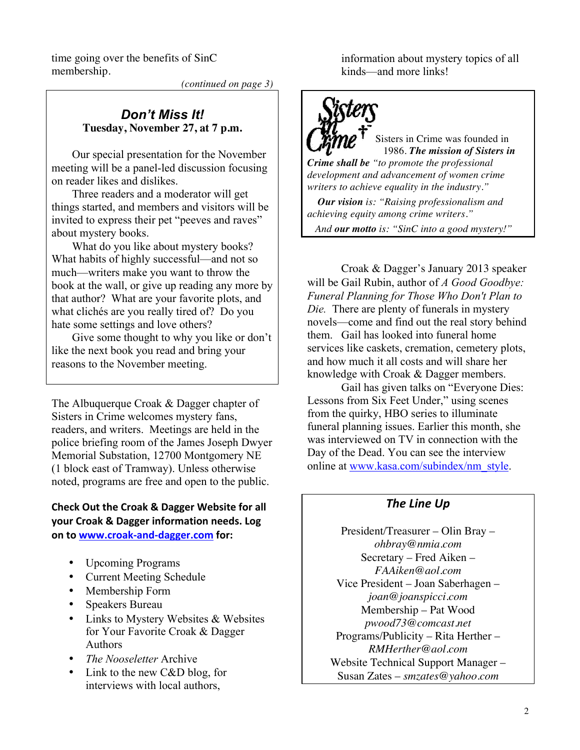time going over the benefits of SinC membership.

*(continued on page 3)*

## *Don't Miss It!*

**Tuesday, November 27, at 7 p.m.**

Our special presentation for the November meeting will be a panel-led discussion focusing on reader likes and dislikes.

Three readers and a moderator will get things started, and members and visitors will be invited to express their pet "peeves and raves" about mystery books.

What do you like about mystery books? What habits of highly successful—and not so much—writers make you want to throw the book at the wall, or give up reading any more by that author? What are your favorite plots, and what clichés are you really tired of? Do you hate some settings and love others?

Give some thought to why you like or don't like the next book you read and bring your reasons to the November meeting.

The Albuquerque Croak & Dagger chapter of Sisters in Crime welcomes mystery fans, readers, and writers. Meetings are held in the police briefing room of the James Joseph Dwyer Memorial Substation, 12700 Montgomery NE (1 block east of Tramway). Unless otherwise noted, programs are free and open to the public.

**Check Out the Croak & Dagger Website for all your Croak & Dagger information needs. Log on to [www.croak-and-dagger.com](http://www.croak-and-dagger.com) for:**

- Upcoming Programs
- Current Meeting Schedule
- Membership Form
- Speakers Bureau
- Links to Mystery Websites & Websites for Your Favorite Croak & Dagger Authors
- *The Nooseletter* Archive
- Link to the new C&D blog, for interviews with local authors, information about mystery topics of all kinds—and more links!

Sisters in Crime was founded in 1986. ***The mission of Sisters in Crime shall be*** *"to promote the professional development and advancement of women crime writers to achieve equality in the industry."*

***Our vision*** *is: "Raising professionalism and achieving equity among crime writers."*

*And* ***our motto*** *is: "SinC into a good mystery!"*

Croak & Dagger's January 2013 speaker will be Gail Rubin, author of *A Good Goodbye: Funeral Planning for Those Who Don't Plan to Die.* There are plenty of funerals in mystery novels—come and find out the real story behind them. Gail has looked into funeral home services like caskets, cremation, cemetery plots, and how much it all costs and will share her knowledge with Croak & Dagger members.

Gail has given talks on "Everyone Dies: Lessons from Six Feet Under," using scenes from the quirky, HBO series to illuminate funeral planning issues. Earlier this month, she was interviewed on TV in connection with the Day of the Dead. You can see the interview online at [www.kasa.com/subindex/nm_style](http://www.kasa.com/subindex/nm_style).

## *The Line Up*

President/Treasurer – Olin Bray – *ohbray@nmia.com*
Secretary – Fred Aiken – *FAAiken@aol.com*
Vice President – Joan Saberhagen – *joan@joanspicci.com*
Membership – Pat Wood *pwood73@comcast.net*
Programs/Publicity – Rita Herther – *RMHerther@aol.com*
Website Technical Support Manager – Susan Zates – *smzates@yahoo.com*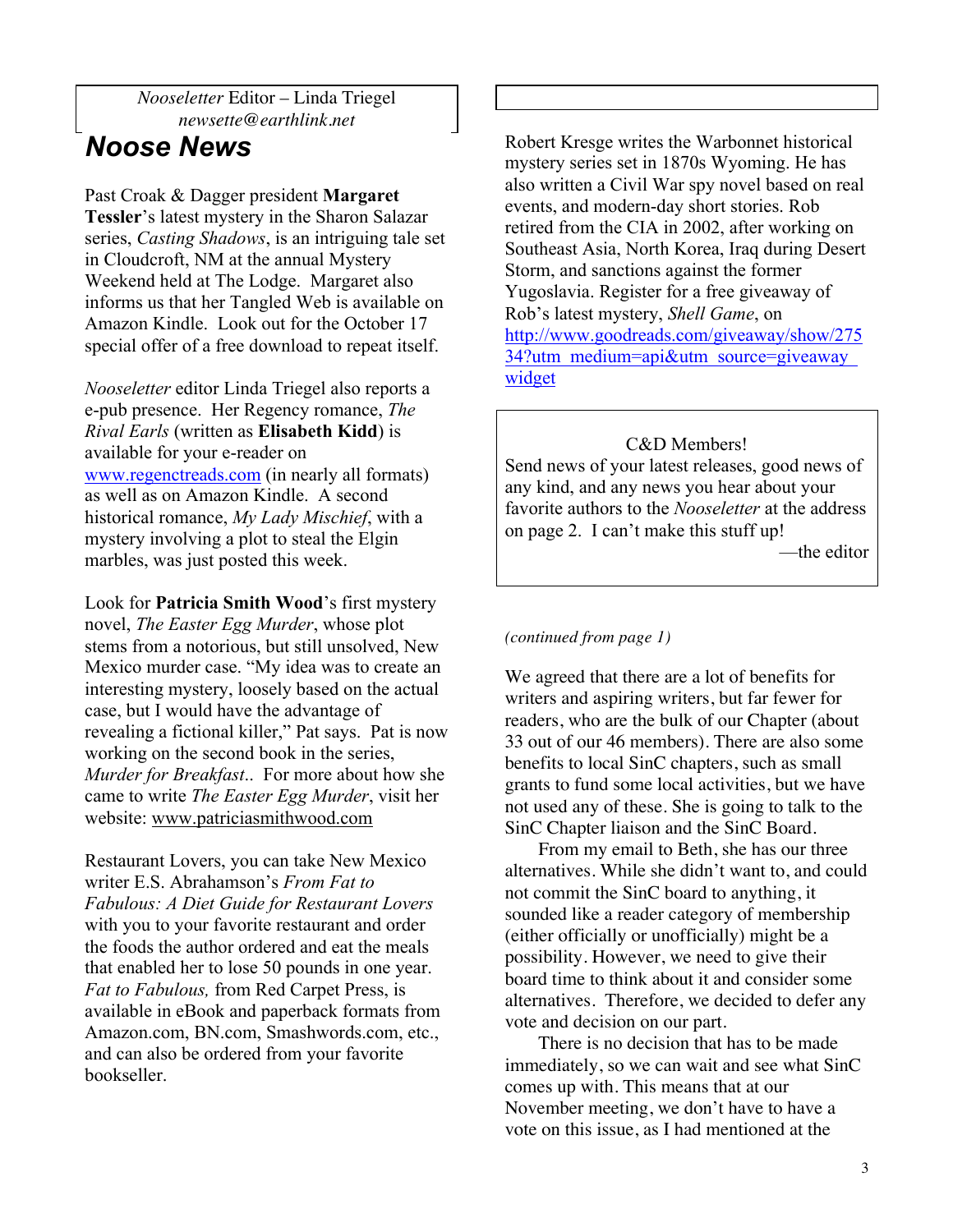*Nooseletter* Editor – Linda Triegel
*newsette@earthlink.net*

# Noose News

Past Croak & Dagger president **Margaret Tessler**'s latest mystery in the Sharon Salazar series, *Casting Shadows*, is an intriguing tale set in Cloudcroft, NM at the annual Mystery Weekend held at The Lodge. Margaret also informs us that her Tangled Web is available on Amazon Kindle. Look out for the October 17 special offer of a free download to repeat itself.

*Nooseletter* editor Linda Triegel also reports a e-pub presence. Her Regency romance, *The Rival Earls* (written as **Elisabeth Kidd**) is available for your e-reader on www.regenctreads.com (in nearly all formats) as well as on Amazon Kindle. A second historical romance, *My Lady Mischief*, with a mystery involving a plot to steal the Elgin marbles, was just posted this week.

Look for **Patricia Smith Wood**'s first mystery novel, *The Easter Egg Murder*, whose plot stems from a notorious, but still unsolved, New Mexico murder case. "My idea was to create an interesting mystery, loosely based on the actual case, but I would have the advantage of revealing a fictional killer," Pat says. Pat is now working on the second book in the series, *Murder for Breakfast*.. For more about how she came to write *The Easter Egg Murder*, visit her website: www.patriciasmithwood.com

Restaurant Lovers, you can take New Mexico writer E.S. Abrahamson's *From Fat to Fabulous: A Diet Guide for Restaurant Lovers* with you to your favorite restaurant and order the foods the author ordered and eat the meals that enabled her to lose 50 pounds in one year. *Fat to Fabulous,* from Red Carpet Press, is available in eBook and paperback formats from Amazon.com, BN.com, Smashwords.com, etc., and can also be ordered from your favorite bookseller.

Robert Kresge writes the Warbonnet historical mystery series set in 1870s Wyoming. He has also written a Civil War spy novel based on real events, and modern-day short stories. Rob retired from the CIA in 2002, after working on Southeast Asia, North Korea, Iraq during Desert Storm, and sanctions against the former Yugoslavia. Register for a free giveaway of Rob's latest mystery, *Shell Game*, on http://www.goodreads.com/giveaway/show/27534?utm_medium=api&utm_source=giveaway_widget

C&D Members!
Send news of your latest releases, good news of any kind, and any news you hear about your favorite authors to the *Nooseletter* at the address on page 2. I can't make this stuff up!
—the editor

*(continued from page 1)*

We agreed that there are a lot of benefits for writers and aspiring writers, but far fewer for readers, who are the bulk of our Chapter (about 33 out of our 46 members). There are also some benefits to local SinC chapters, such as small grants to fund some local activities, but we have not used any of these. She is going to talk to the SinC Chapter liaison and the SinC Board.

From my email to Beth, she has our three alternatives. While she didn't want to, and could not commit the SinC board to anything, it sounded like a reader category of membership (either officially or unofficially) might be a possibility. However, we need to give their board time to think about it and consider some alternatives. Therefore, we decided to defer any vote and decision on our part.

There is no decision that has to be made immediately, so we can wait and see what SinC comes up with. This means that at our November meeting, we don't have to have a vote on this issue, as I had mentioned at the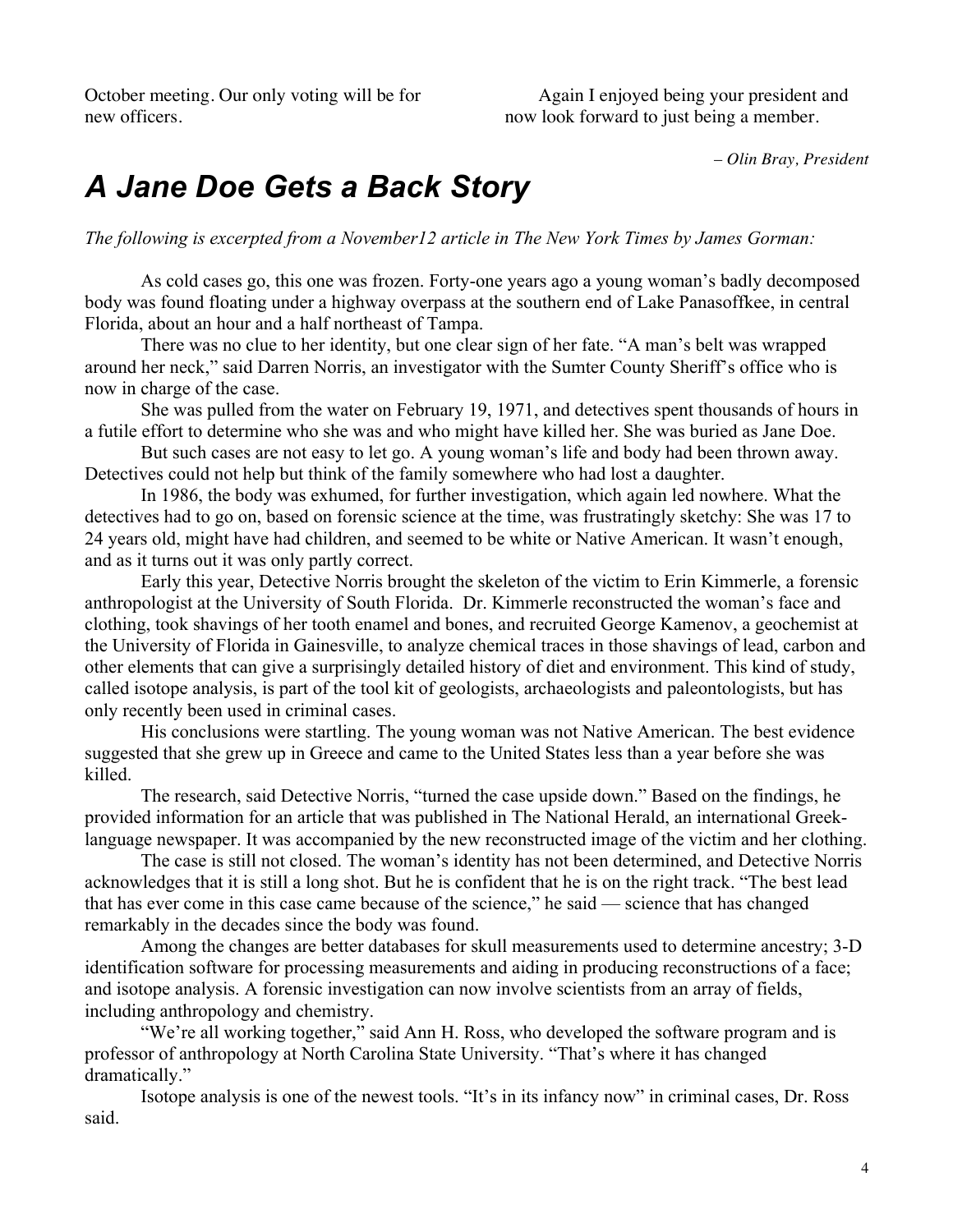October meeting. Our only voting will be for new officers.

Again I enjoyed being your president and now look forward to just being a member.

*– Olin Bray, President*

# *A Jane Doe Gets a Back Story*

*The following is excerpted from a November12 article in The New York Times by James Gorman:*

As cold cases go, this one was frozen. Forty-one years ago a young woman's badly decomposed body was found floating under a highway overpass at the southern end of Lake Panasoffkee, in central Florida, about an hour and a half northeast of Tampa.

There was no clue to her identity, but one clear sign of her fate. "A man's belt was wrapped around her neck," said Darren Norris, an investigator with the Sumter County Sheriff's office who is now in charge of the case.

She was pulled from the water on February 19, 1971, and detectives spent thousands of hours in a futile effort to determine who she was and who might have killed her. She was buried as Jane Doe.

But such cases are not easy to let go. A young woman's life and body had been thrown away. Detectives could not help but think of the family somewhere who had lost a daughter.

In 1986, the body was exhumed, for further investigation, which again led nowhere. What the detectives had to go on, based on forensic science at the time, was frustratingly sketchy: She was 17 to 24 years old, might have had children, and seemed to be white or Native American. It wasn't enough, and as it turns out it was only partly correct.

Early this year, Detective Norris brought the skeleton of the victim to Erin Kimmerle, a forensic anthropologist at the University of South Florida. Dr. Kimmerle reconstructed the woman's face and clothing, took shavings of her tooth enamel and bones, and recruited George Kamenov, a geochemist at the University of Florida in Gainesville, to analyze chemical traces in those shavings of lead, carbon and other elements that can give a surprisingly detailed history of diet and environment. This kind of study, called isotope analysis, is part of the tool kit of geologists, archaeologists and paleontologists, but has only recently been used in criminal cases.

His conclusions were startling. The young woman was not Native American. The best evidence suggested that she grew up in Greece and came to the United States less than a year before she was killed.

The research, said Detective Norris, "turned the case upside down." Based on the findings, he provided information for an article that was published in The National Herald, an international Greek-language newspaper. It was accompanied by the new reconstructed image of the victim and her clothing.

The case is still not closed. The woman's identity has not been determined, and Detective Norris acknowledges that it is still a long shot. But he is confident that he is on the right track. "The best lead that has ever come in this case came because of the science," he said — science that has changed remarkably in the decades since the body was found.

Among the changes are better databases for skull measurements used to determine ancestry; 3-D identification software for processing measurements and aiding in producing reconstructions of a face; and isotope analysis. A forensic investigation can now involve scientists from an array of fields, including anthropology and chemistry.

"We're all working together," said Ann H. Ross, who developed the software program and is professor of anthropology at North Carolina State University. "That's where it has changed dramatically."

Isotope analysis is one of the newest tools. "It's in its infancy now" in criminal cases, Dr. Ross said.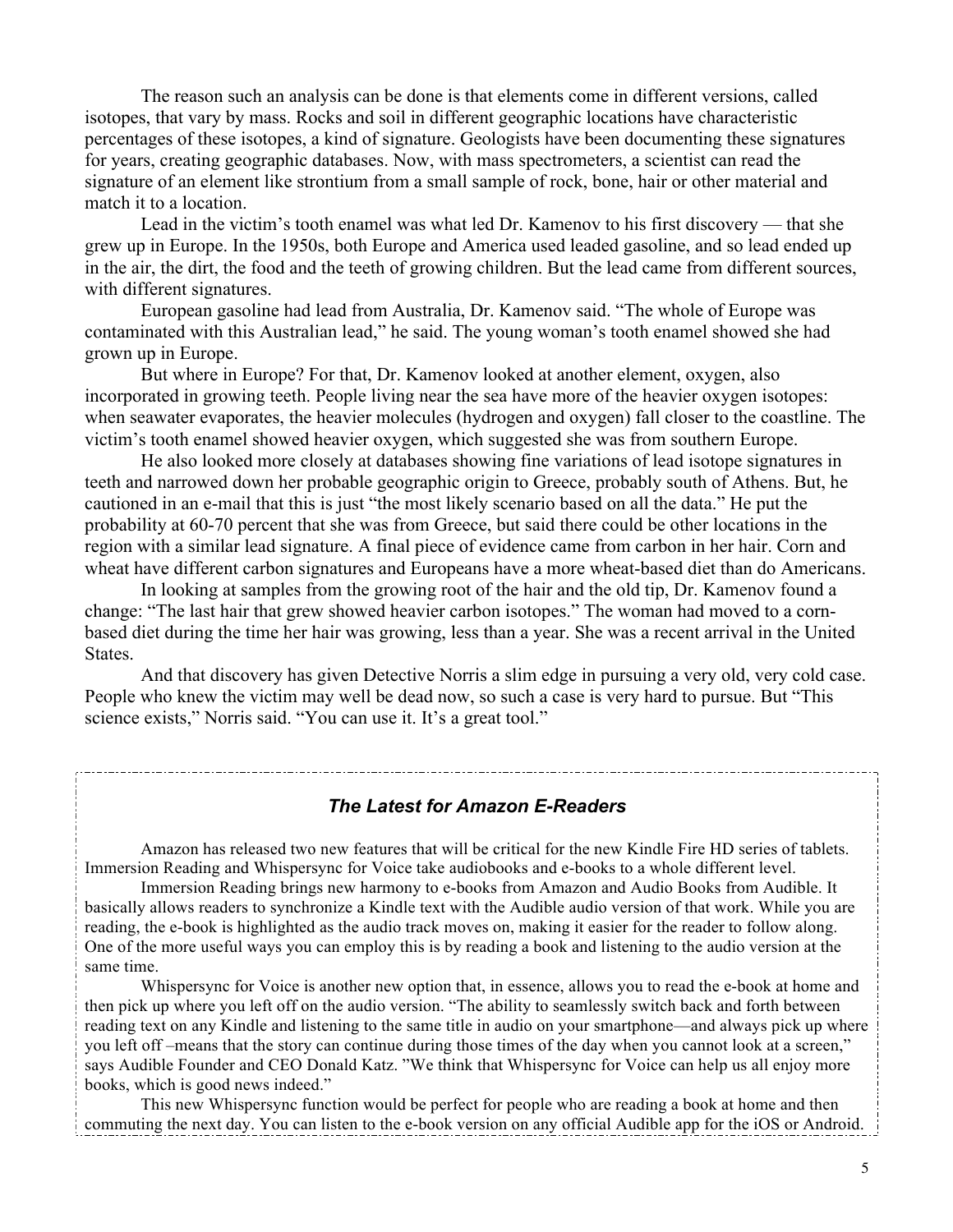The reason such an analysis can be done is that elements come in different versions, called isotopes, that vary by mass. Rocks and soil in different geographic locations have characteristic percentages of these isotopes, a kind of signature. Geologists have been documenting these signatures for years, creating geographic databases. Now, with mass spectrometers, a scientist can read the signature of an element like strontium from a small sample of rock, bone, hair or other material and match it to a location.

Lead in the victim's tooth enamel was what led Dr. Kamenov to his first discovery — that she grew up in Europe. In the 1950s, both Europe and America used leaded gasoline, and so lead ended up in the air, the dirt, the food and the teeth of growing children. But the lead came from different sources, with different signatures.

European gasoline had lead from Australia, Dr. Kamenov said. "The whole of Europe was contaminated with this Australian lead," he said. The young woman's tooth enamel showed she had grown up in Europe.

But where in Europe? For that, Dr. Kamenov looked at another element, oxygen, also incorporated in growing teeth. People living near the sea have more of the heavier oxygen isotopes: when seawater evaporates, the heavier molecules (hydrogen and oxygen) fall closer to the coastline. The victim's tooth enamel showed heavier oxygen, which suggested she was from southern Europe.

He also looked more closely at databases showing fine variations of lead isotope signatures in teeth and narrowed down her probable geographic origin to Greece, probably south of Athens. But, he cautioned in an e-mail that this is just "the most likely scenario based on all the data." He put the probability at 60-70 percent that she was from Greece, but said there could be other locations in the region with a similar lead signature. A final piece of evidence came from carbon in her hair. Corn and wheat have different carbon signatures and Europeans have a more wheat-based diet than do Americans.

In looking at samples from the growing root of the hair and the old tip, Dr. Kamenov found a change: "The last hair that grew showed heavier carbon isotopes." The woman had moved to a corn-based diet during the time her hair was growing, less than a year. She was a recent arrival in the United States.

And that discovery has given Detective Norris a slim edge in pursuing a very old, very cold case. People who knew the victim may well be dead now, so such a case is very hard to pursue. But "This science exists," Norris said. "You can use it. It's a great tool."

### *The Latest for Amazon E-Readers*

Amazon has released two new features that will be critical for the new Kindle Fire HD series of tablets. Immersion Reading and Whispersync for Voice take audiobooks and e-books to a whole different level.

Immersion Reading brings new harmony to e-books from Amazon and Audio Books from Audible. It basically allows readers to synchronize a Kindle text with the Audible audio version of that work. While you are reading, the e-book is highlighted as the audio track moves on, making it easier for the reader to follow along. One of the more useful ways you can employ this is by reading a book and listening to the audio version at the same time.

Whispersync for Voice is another new option that, in essence, allows you to read the e-book at home and then pick up where you left off on the audio version. "The ability to seamlessly switch back and forth between reading text on any Kindle and listening to the same title in audio on your smartphone—and always pick up where you left off –means that the story can continue during those times of the day when you cannot look at a screen," says Audible Founder and CEO Donald Katz. "We think that Whispersync for Voice can help us all enjoy more books, which is good news indeed."

This new Whispersync function would be perfect for people who are reading a book at home and then commuting the next day. You can listen to the e-book version on any official Audible app for the iOS or Android.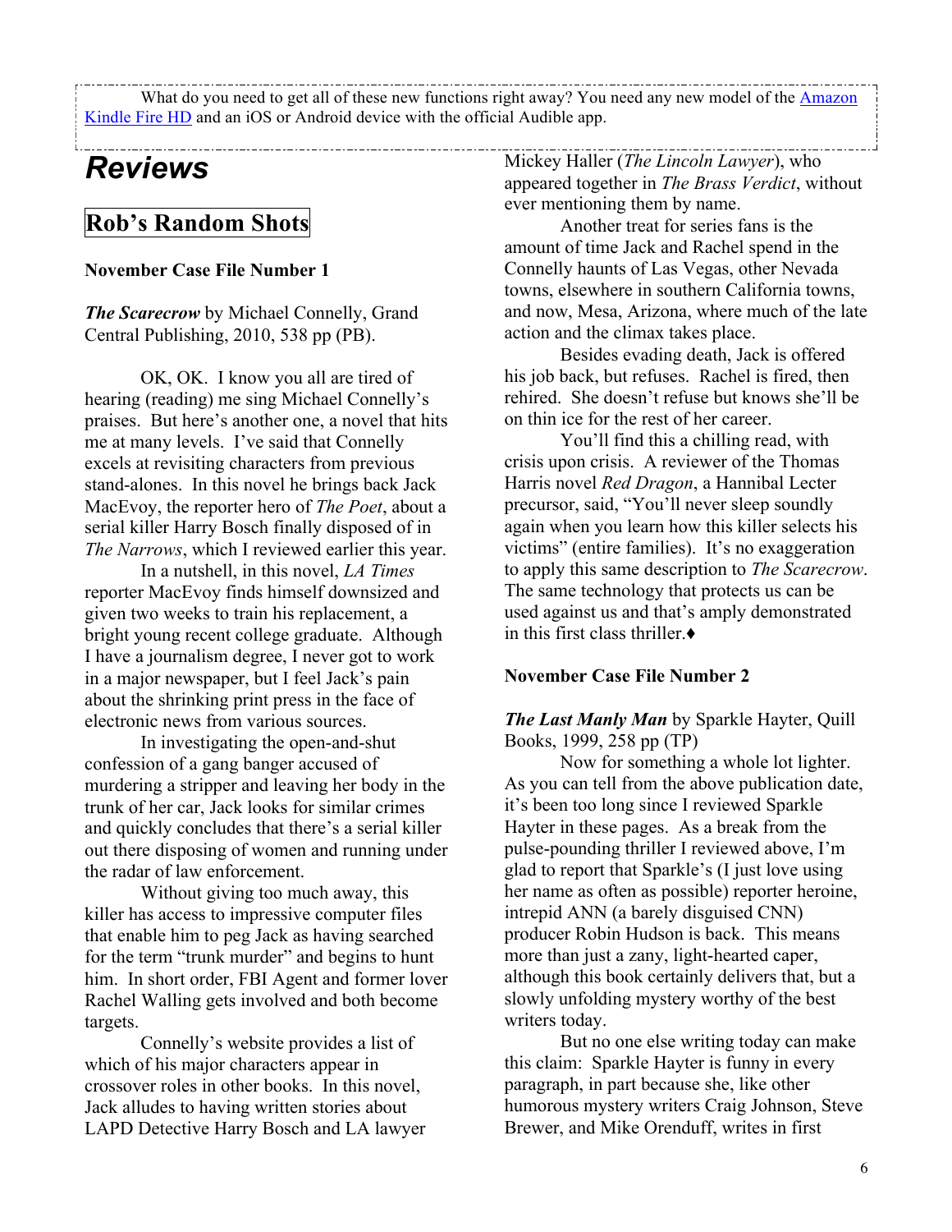What do you need to get all of these new functions right away? You need any new model of the [Amazon Kindle Fire HD](Amazon Kindle Fire HD) and an iOS or Android device with the official Audible app.

# *Reviews*

## Rob's Random Shots

**November Case File Number 1**

***The Scarecrow*** by Michael Connelly, Grand Central Publishing, 2010, 538 pp (PB).

OK, OK. I know you all are tired of hearing (reading) me sing Michael Connelly's praises. But here's another one, a novel that hits me at many levels. I've said that Connelly excels at revisiting characters from previous stand-alones. In this novel he brings back Jack MacEvoy, the reporter hero of *The Poet*, about a serial killer Harry Bosch finally disposed of in *The Narrows*, which I reviewed earlier this year.

In a nutshell, in this novel, *LA Times* reporter MacEvoy finds himself downsized and given two weeks to train his replacement, a bright young recent college graduate. Although I have a journalism degree, I never got to work in a major newspaper, but I feel Jack's pain about the shrinking print press in the face of electronic news from various sources.

In investigating the open-and-shut confession of a gang banger accused of murdering a stripper and leaving her body in the trunk of her car, Jack looks for similar crimes and quickly concludes that there's a serial killer out there disposing of women and running under the radar of law enforcement.

Without giving too much away, this killer has access to impressive computer files that enable him to peg Jack as having searched for the term "trunk murder" and begins to hunt him. In short order, FBI Agent and former lover Rachel Walling gets involved and both become targets.

Connelly's website provides a list of which of his major characters appear in crossover roles in other books. In this novel, Jack alludes to having written stories about LAPD Detective Harry Bosch and LA lawyer Mickey Haller (*The Lincoln Lawyer*), who appeared together in *The Brass Verdict*, without ever mentioning them by name.

Another treat for series fans is the amount of time Jack and Rachel spend in the Connelly haunts of Las Vegas, other Nevada towns, elsewhere in southern California towns, and now, Mesa, Arizona, where much of the late action and the climax takes place.

Besides evading death, Jack is offered his job back, but refuses. Rachel is fired, then rehired. She doesn't refuse but knows she'll be on thin ice for the rest of her career.

You'll find this a chilling read, with crisis upon crisis. A reviewer of the Thomas Harris novel *Red Dragon*, a Hannibal Lecter precursor, said, "You'll never sleep soundly again when you learn how this killer selects his victims" (entire families). It's no exaggeration to apply this same description to *The Scarecrow*. The same technology that protects us can be used against us and that's amply demonstrated in this first class thriller.♦

**November Case File Number 2**

***The Last Manly Man*** by Sparkle Hayter, Quill Books, 1999, 258 pp (TP)

Now for something a whole lot lighter. As you can tell from the above publication date, it's been too long since I reviewed Sparkle Hayter in these pages. As a break from the pulse-pounding thriller I reviewed above, I'm glad to report that Sparkle's (I just love using her name as often as possible) reporter heroine, intrepid ANN (a barely disguised CNN) producer Robin Hudson is back. This means more than just a zany, light-hearted caper, although this book certainly delivers that, but a slowly unfolding mystery worthy of the best writers today.

But no one else writing today can make this claim: Sparkle Hayter is funny in every paragraph, in part because she, like other humorous mystery writers Craig Johnson, Steve Brewer, and Mike Orenduff, writes in first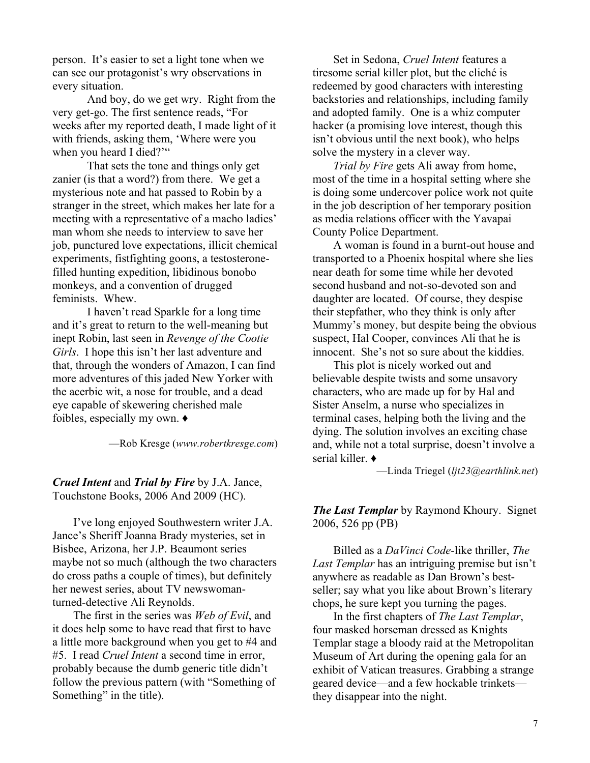person. It's easier to set a light tone when we can see our protagonist's wry observations in every situation.

And boy, do we get wry. Right from the very get-go. The first sentence reads, "For weeks after my reported death, I made light of it with friends, asking them, 'Where were you when you heard I died?'"

That sets the tone and things only get zanier (is that a word?) from there. We get a mysterious note and hat passed to Robin by a stranger in the street, which makes her late for a meeting with a representative of a macho ladies' man whom she needs to interview to save her job, punctured love expectations, illicit chemical experiments, fistfighting goons, a testosterone-filled hunting expedition, libidinous bonobo monkeys, and a convention of drugged feminists. Whew.

I haven't read Sparkle for a long time and it's great to return to the well-meaning but inept Robin, last seen in *Revenge of the Cootie Girls*. I hope this isn't her last adventure and that, through the wonders of Amazon, I can find more adventures of this jaded New Yorker with the acerbic wit, a nose for trouble, and a dead eye capable of skewering cherished male foibles, especially my own. ♦

—Rob Kresge (*www.robertkresge.com*)

***Cruel Intent*** **and** ***Trial by Fire*** by J.A. Jance, Touchstone Books, 2006 And 2009 (HC).

I've long enjoyed Southwestern writer J.A. Jance's Sheriff Joanna Brady mysteries, set in Bisbee, Arizona, her J.P. Beaumont series maybe not so much (although the two characters do cross paths a couple of times), but definitely her newest series, about TV newswoman-turned-detective Ali Reynolds.

The first in the series was *Web of Evil*, and it does help some to have read that first to have a little more background when you get to #4 and #5. I read *Cruel Intent* a second time in error, probably because the dumb generic title didn't follow the previous pattern (with "Something of Something" in the title).

Set in Sedona, *Cruel Intent* features a tiresome serial killer plot, but the cliché is redeemed by good characters with interesting backstories and relationships, including family and adopted family. One is a whiz computer hacker (a promising love interest, though this isn't obvious until the next book), who helps solve the mystery in a clever way.

*Trial by Fire* gets Ali away from home, most of the time in a hospital setting where she is doing some undercover police work not quite in the job description of her temporary position as media relations officer with the Yavapai County Police Department.

A woman is found in a burnt-out house and transported to a Phoenix hospital where she lies near death for some time while her devoted second husband and not-so-devoted son and daughter are located. Of course, they despise their stepfather, who they think is only after Mummy's money, but despite being the obvious suspect, Hal Cooper, convinces Ali that he is innocent. She's not so sure about the kiddies.

This plot is nicely worked out and believable despite twists and some unsavory characters, who are made up for by Hal and Sister Anselm, a nurse who specializes in terminal cases, helping both the living and the dying. The solution involves an exciting chase and, while not a total surprise, doesn't involve a serial killer. ♦

—Linda Triegel (*ljt23@earthlink.net*)

***The Last Templar*** by Raymond Khoury. Signet 2006, 526 pp (PB)

Billed as a *DaVinci Code*-like thriller, *The Last Templar* has an intriguing premise but isn't anywhere as readable as Dan Brown's best-seller; say what you like about Brown's literary chops, he sure kept you turning the pages.

In the first chapters of *The Last Templar*, four masked horseman dressed as Knights Templar stage a bloody raid at the Metropolitan Museum of Art during the opening gala for an exhibit of Vatican treasures. Grabbing a strange geared device—and a few hockable trinkets—they disappear into the night.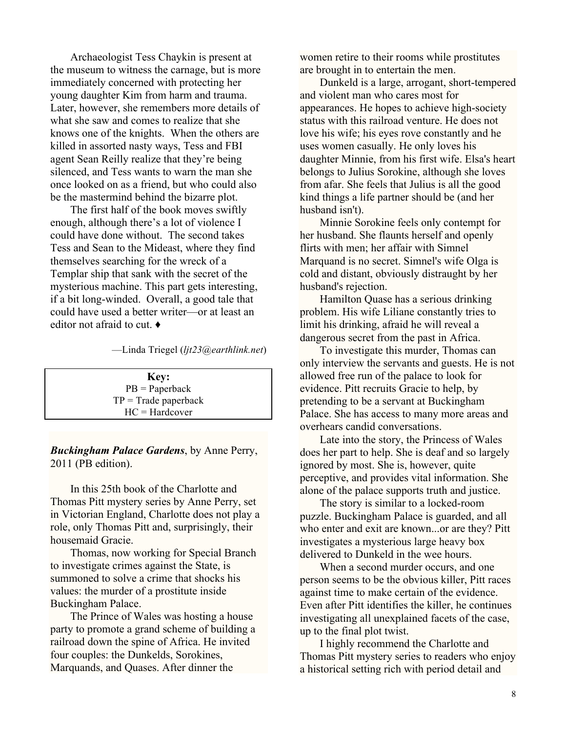Archaeologist Tess Chaykin is present at the museum to witness the carnage, but is more immediately concerned with protecting her young daughter Kim from harm and trauma. Later, however, she remembers more details of what she saw and comes to realize that she knows one of the knights. When the others are killed in assorted nasty ways, Tess and FBI agent Sean Reilly realize that they're being silenced, and Tess wants to warn the man she once looked on as a friend, but who could also be the mastermind behind the bizarre plot.

The first half of the book moves swiftly enough, although there's a lot of violence I could have done without. The second takes Tess and Sean to the Mideast, where they find themselves searching for the wreck of a Templar ship that sank with the secret of the mysterious machine. This part gets interesting, if a bit long-winded. Overall, a good tale that could have used a better writer—or at least an editor not afraid to cut. ♦

—Linda Triegel (*ljt23@earthlink.net*)

**Key:**
PB = Paperback
TP = Trade paperback
HC = Hardcover

***Buckingham Palace Gardens***, by Anne Perry, 2011 (PB edition).

In this 25th book of the Charlotte and Thomas Pitt mystery series by Anne Perry, set in Victorian England, Charlotte does not play a role, only Thomas Pitt and, surprisingly, their housemaid Gracie.

Thomas, now working for Special Branch to investigate crimes against the State, is summoned to solve a crime that shocks his values: the murder of a prostitute inside Buckingham Palace.

The Prince of Wales was hosting a house party to promote a grand scheme of building a railroad down the spine of Africa. He invited four couples: the Dunkelds, Sorokines, Marquands, and Quases. After dinner the women retire to their rooms while prostitutes are brought in to entertain the men.

Dunkeld is a large, arrogant, short-tempered and violent man who cares most for appearances. He hopes to achieve high-society status with this railroad venture. He does not love his wife; his eyes rove constantly and he uses women casually. He only loves his daughter Minnie, from his first wife. Elsa's heart belongs to Julius Sorokine, although she loves from afar. She feels that Julius is all the good kind things a life partner should be (and her husband isn't).

Minnie Sorokine feels only contempt for her husband. She flaunts herself and openly flirts with men; her affair with Simnel Marquand is no secret. Simnel's wife Olga is cold and distant, obviously distraught by her husband's rejection.

Hamilton Quase has a serious drinking problem. His wife Liliane constantly tries to limit his drinking, afraid he will reveal a dangerous secret from the past in Africa.

To investigate this murder, Thomas can only interview the servants and guests. He is not allowed free run of the palace to look for evidence. Pitt recruits Gracie to help, by pretending to be a servant at Buckingham Palace. She has access to many more areas and overhears candid conversations.

Late into the story, the Princess of Wales does her part to help. She is deaf and so largely ignored by most. She is, however, quite perceptive, and provides vital information. She alone of the palace supports truth and justice.

The story is similar to a locked-room puzzle. Buckingham Palace is guarded, and all who enter and exit are known...or are they? Pitt investigates a mysterious large heavy box delivered to Dunkeld in the wee hours.

When a second murder occurs, and one person seems to be the obvious killer, Pitt races against time to make certain of the evidence. Even after Pitt identifies the killer, he continues investigating all unexplained facets of the case, up to the final plot twist.

I highly recommend the Charlotte and Thomas Pitt mystery series to readers who enjoy a historical setting rich with period detail and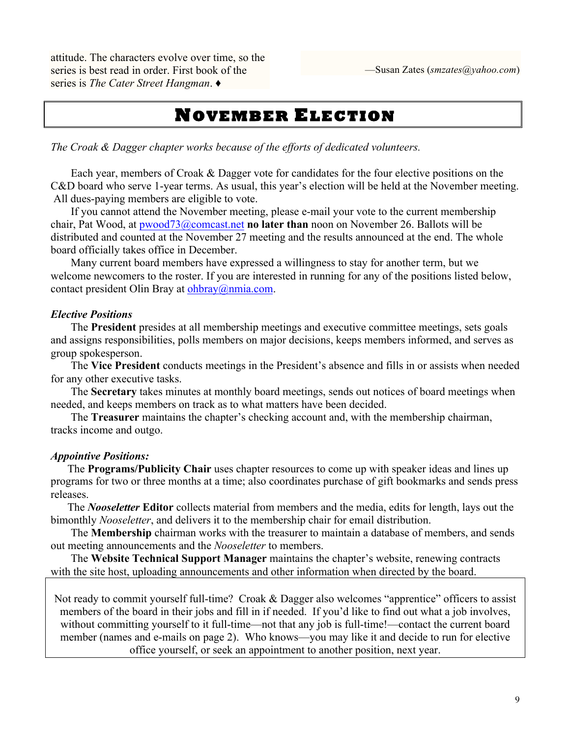attitude. The characters evolve over time, so the series is best read in order. First book of the series is *The Cater Street Hangman*. ♦

—Susan Zates (*smzates@yahoo.com*)

# November Election

*The Croak & Dagger chapter works because of the efforts of dedicated volunteers.*

Each year, members of Croak & Dagger vote for candidates for the four elective positions on the C&D board who serve 1-year terms. As usual, this year's election will be held at the November meeting. All dues-paying members are eligible to vote.

If you cannot attend the November meeting, please e-mail your vote to the current membership chair, Pat Wood, at pwood73@comcast.net **no later than** noon on November 26. Ballots will be distributed and counted at the November 27 meeting and the results announced at the end. The whole board officially takes office in December.

Many current board members have expressed a willingness to stay for another term, but we welcome newcomers to the roster. If you are interested in running for any of the positions listed below, contact president Olin Bray at ohbray@nmia.com.

***Elective Positions***

The **President** presides at all membership meetings and executive committee meetings, sets goals and assigns responsibilities, polls members on major decisions, keeps members informed, and serves as group spokesperson.

The **Vice President** conducts meetings in the President's absence and fills in or assists when needed for any other executive tasks.

The **Secretary** takes minutes at monthly board meetings, sends out notices of board meetings when needed, and keeps members on track as to what matters have been decided.

The **Treasurer** maintains the chapter's checking account and, with the membership chairman, tracks income and outgo.

***Appointive Positions:***

The **Programs/Publicity Chair** uses chapter resources to come up with speaker ideas and lines up programs for two or three months at a time; also coordinates purchase of gift bookmarks and sends press releases.

The ***Nooseletter* Editor** collects material from members and the media, edits for length, lays out the bimonthly *Nooseletter*, and delivers it to the membership chair for email distribution.

The **Membership** chairman works with the treasurer to maintain a database of members, and sends out meeting announcements and the *Nooseletter* to members.

The **Website Technical Support Manager** maintains the chapter's website, renewing contracts with the site host, uploading announcements and other information when directed by the board.

Not ready to commit yourself full-time? Croak & Dagger also welcomes "apprentice" officers to assist members of the board in their jobs and fill in if needed. If you'd like to find out what a job involves, without committing yourself to it full-time—not that any job is full-time!—contact the current board member (names and e-mails on page 2). Who knows—you may like it and decide to run for elective office yourself, or seek an appointment to another position, next year.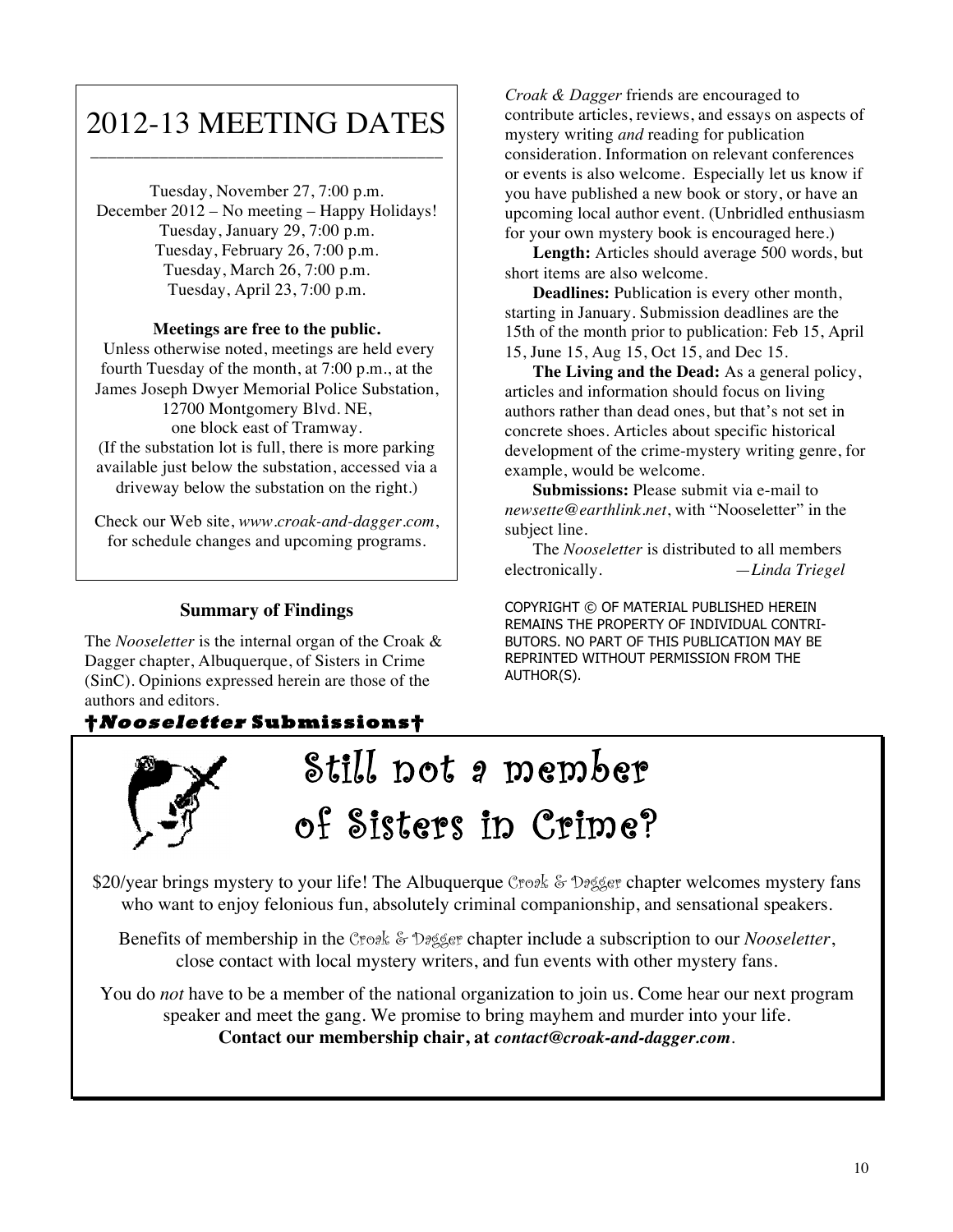# 2012-13 MEETING DATES

Tuesday, November 27, 7:00 p.m.
December 2012 – No meeting – Happy Holidays!
Tuesday, January 29, 7:00 p.m.
Tuesday, February 26, 7:00 p.m.
Tuesday, March 26, 7:00 p.m.
Tuesday, April 23, 7:00 p.m.

**Meetings are free to the public.**
Unless otherwise noted, meetings are held every fourth Tuesday of the month, at 7:00 p.m., at the James Joseph Dwyer Memorial Police Substation, 12700 Montgomery Blvd. NE, one block east of Tramway.
(If the substation lot is full, there is more parking available just below the substation, accessed via a driveway below the substation on the right.)

Check our Web site, *www.croak-and-dagger.com*, for schedule changes and upcoming programs.

### Summary of Findings

The *Nooseletter* is the internal organ of the Croak & Dagger chapter, Albuquerque, of Sisters in Crime (SinC). Opinions expressed herein are those of the authors and editors.

### †*Nooseletter* Submissions†

*Croak & Dagger* friends are encouraged to contribute articles, reviews, and essays on aspects of mystery writing *and* reading for publication consideration. Information on relevant conferences or events is also welcome. Especially let us know if you have published a new book or story, or have an upcoming local author event. (Unbridled enthusiasm for your own mystery book is encouraged here.)

**Length:** Articles should average 500 words, but short items are also welcome.

**Deadlines:** Publication is every other month, starting in January. Submission deadlines are the 15th of the month prior to publication: Feb 15, April 15, June 15, Aug 15, Oct 15, and Dec 15.

**The Living and the Dead:** As a general policy, articles and information should focus on living authors rather than dead ones, but that's not set in concrete shoes. Articles about specific historical development of the crime-mystery writing genre, for example, would be welcome.

**Submissions:** Please submit via e-mail to *newsette@earthlink.net*, with "Nooseletter" in the subject line.

The *Nooseletter* is distributed to all members electronically. —*Linda Triegel*

COPYRIGHT © OF MATERIAL PUBLISHED HEREIN REMAINS THE PROPERTY OF INDIVIDUAL CONTRIBUTORS. NO PART OF THIS PUBLICATION MAY BE REPRINTED WITHOUT PERMISSION FROM THE AUTHOR(S).

# Still not a member of Sisters in Crime?

$20/year brings mystery to your life! The Albuquerque Croak & Dagger chapter welcomes mystery fans who want to enjoy felonious fun, absolutely criminal companionship, and sensational speakers.

Benefits of membership in the Croak & Dagger chapter include a subscription to our *Nooseletter*, close contact with local mystery writers, and fun events with other mystery fans.

You do *not* have to be a member of the national organization to join us. Come hear our next program speaker and meet the gang. We promise to bring mayhem and murder into your life.
**Contact our membership chair, at *contact@croak-and-dagger.com*.**